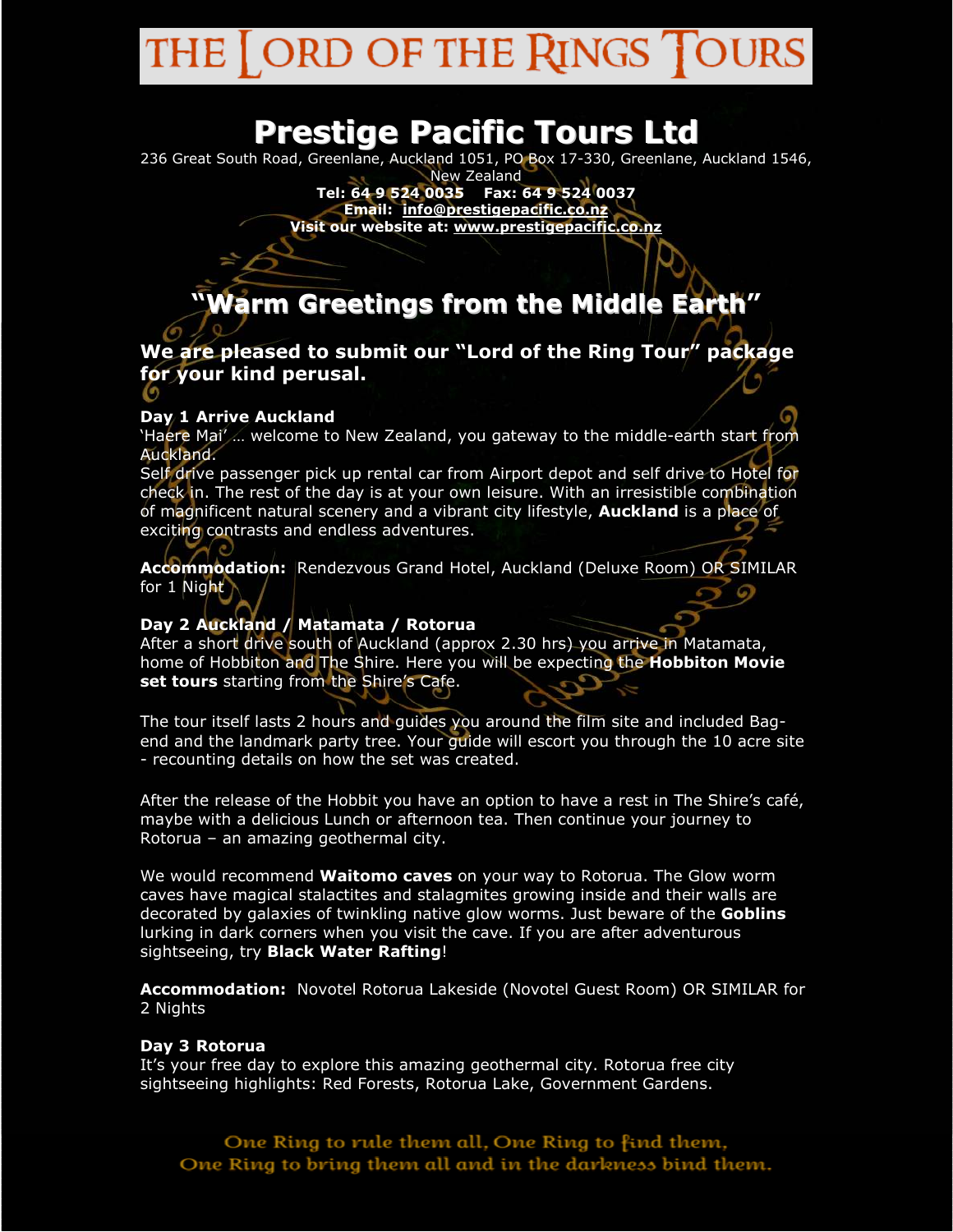# THE LORD OF THE RINGS TOURS

## Prestige Pacific Tours Ltd

236 Great South Road, Greenlane, Auckland 1051, PO Box 17-330, Greenlane, Auckland 1546, New Zealand

**Tel: 64 9 524 0035    Fax: 64 9 524 0037**

**Email: info@prestigepacific.co.nz**

**Visit our website at: www.prestigepacific.co.nz**

## "Warm Greetings from the Middle Earth"

### We are pleased to submit our "Lord of the Ring Tour" package for your kind perusal.

**Day 1 Arrive Auckland**

'Haere Mai' … welcome to New Zealand, you gateway to the middle-earth start from Auckland.

Self drive passenger pick up rental car from Airport depot and self drive to Hotel for check in. The rest of the day is at your own leisure. With an irresistible combination of magnificent natural scenery and a vibrant city lifestyle, **Auckland** is a place of exciting contrasts and endless adventures.

**Accommodation:** Rendezvous Grand Hotel, Auckland (Deluxe Room) OR SIMILAR for 1 Night

**Day 2 Auckland / Matamata / Rotorua**

After a short drive south of Auckland (approx 2.30 hrs) you arrive in Matamata, home of Hobbiton and The Shire. Here you will be expecting the **Hobbiton Movie set tours** starting from the Shire's Cafe.

The tour itself lasts 2 hours and guides you around the film site and included Bag-end and the landmark party tree. Your guide will escort you through the 10 acre site - recounting details on how the set was created.

After the release of the Hobbit you have an option to have a rest in The Shire's café, maybe with a delicious Lunch or afternoon tea. Then continue your journey to Rotorua – an amazing geothermal city.

We would recommend **Waitomo caves** on your way to Rotorua. The Glow worm caves have magical stalactites and stalagmites growing inside and their walls are decorated by galaxies of twinkling native glow worms. Just beware of the **Goblins** lurking in dark corners when you visit the cave. If you are after adventurous sightseeing, try **Black Water Rafting**!

**Accommodation:** Novotel Rotorua Lakeside (Novotel Guest Room) OR SIMILAR for 2 Nights

**Day 3 Rotorua**

It's your free day to explore this amazing geothermal city. Rotorua free city sightseeing highlights: Red Forests, Rotorua Lake, Government Gardens.

One Ring to rule them all, One Ring to find them,
One Ring to bring them all and in the darkness bind them.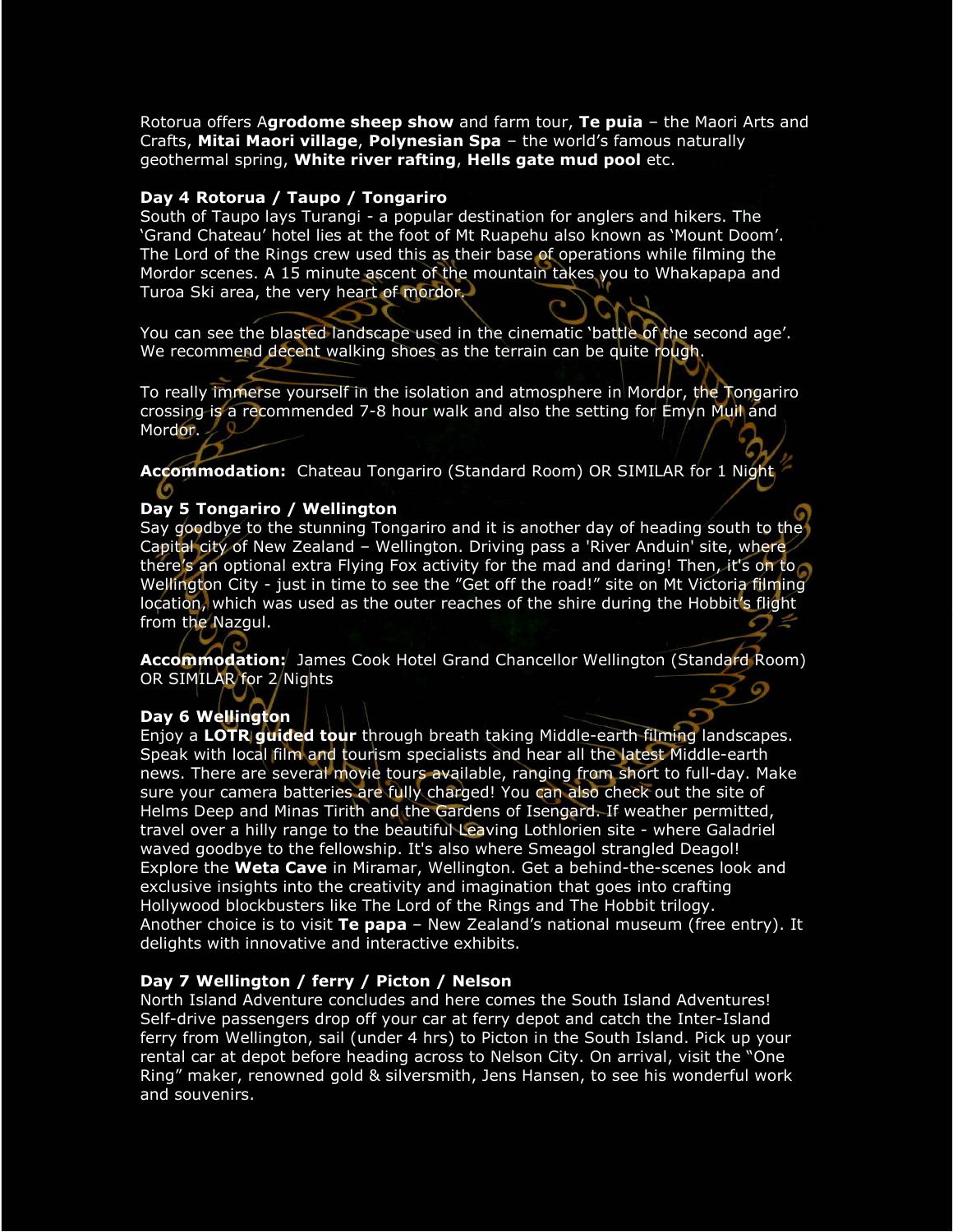Rotorua offers A**grodome sheep show** and farm tour, **Te puia** – the Maori Arts and Crafts, **Mitai Maori village**, **Polynesian Spa** – the world's famous naturally geothermal spring, **White river rafting**, **Hells gate mud pool** etc.

**Day 4 Rotorua / Taupo / Tongariro**
South of Taupo lays Turangi - a popular destination for anglers and hikers. The 'Grand Chateau' hotel lies at the foot of Mt Ruapehu also known as 'Mount Doom'. The Lord of the Rings crew used this as their base of operations while filming the Mordor scenes. A 15 minute ascent of the mountain takes you to Whakapapa and Turoa Ski area, the very heart of mordor.

You can see the blasted landscape used in the cinematic 'battle of the second age'. We recommend decent walking shoes as the terrain can be quite rough.

To really immerse yourself in the isolation and atmosphere in Mordor, the Tongariro crossing is a recommended 7-8 hour walk and also the setting for Emyn Muil and Mordor.

**Accommodation:** Chateau Tongariro (Standard Room) OR SIMILAR for 1 Night

**Day 5 Tongariro / Wellington**
Say goodbye to the stunning Tongariro and it is another day of heading south to the Capital city of New Zealand – Wellington. Driving pass a 'River Anduin' site, where there's an optional extra Flying Fox activity for the mad and daring! Then, it's on to Wellington City - just in time to see the "Get off the road!" site on Mt Victoria filming location, which was used as the outer reaches of the shire during the Hobbit's flight from the Nazgul.

**Accommodation:** James Cook Hotel Grand Chancellor Wellington (Standard Room) OR SIMILAR for 2 Nights

**Day 6 Wellington**
Enjoy a **LOTR guided tour** through breath taking Middle-earth filming landscapes. Speak with local film and tourism specialists and hear all the latest Middle-earth news. There are several movie tours available, ranging from short to full-day. Make sure your camera batteries are fully charged! You can also check out the site of Helms Deep and Minas Tirith and the Gardens of Isengard. If weather permitted, travel over a hilly range to the beautiful Leaving Lothlorien site - where Galadriel waved goodbye to the fellowship. It's also where Smeagol strangled Deagol! Explore the **Weta Cave** in Miramar, Wellington. Get a behind-the-scenes look and exclusive insights into the creativity and imagination that goes into crafting Hollywood blockbusters like The Lord of the Rings and The Hobbit trilogy. Another choice is to visit **Te papa** – New Zealand's national museum (free entry). It delights with innovative and interactive exhibits.

**Day 7 Wellington / ferry / Picton / Nelson**
North Island Adventure concludes and here comes the South Island Adventures! Self-drive passengers drop off your car at ferry depot and catch the Inter-Island ferry from Wellington, sail (under 4 hrs) to Picton in the South Island. Pick up your rental car at depot before heading across to Nelson City. On arrival, visit the "One Ring" maker, renowned gold & silversmith, Jens Hansen, to see his wonderful work and souvenirs.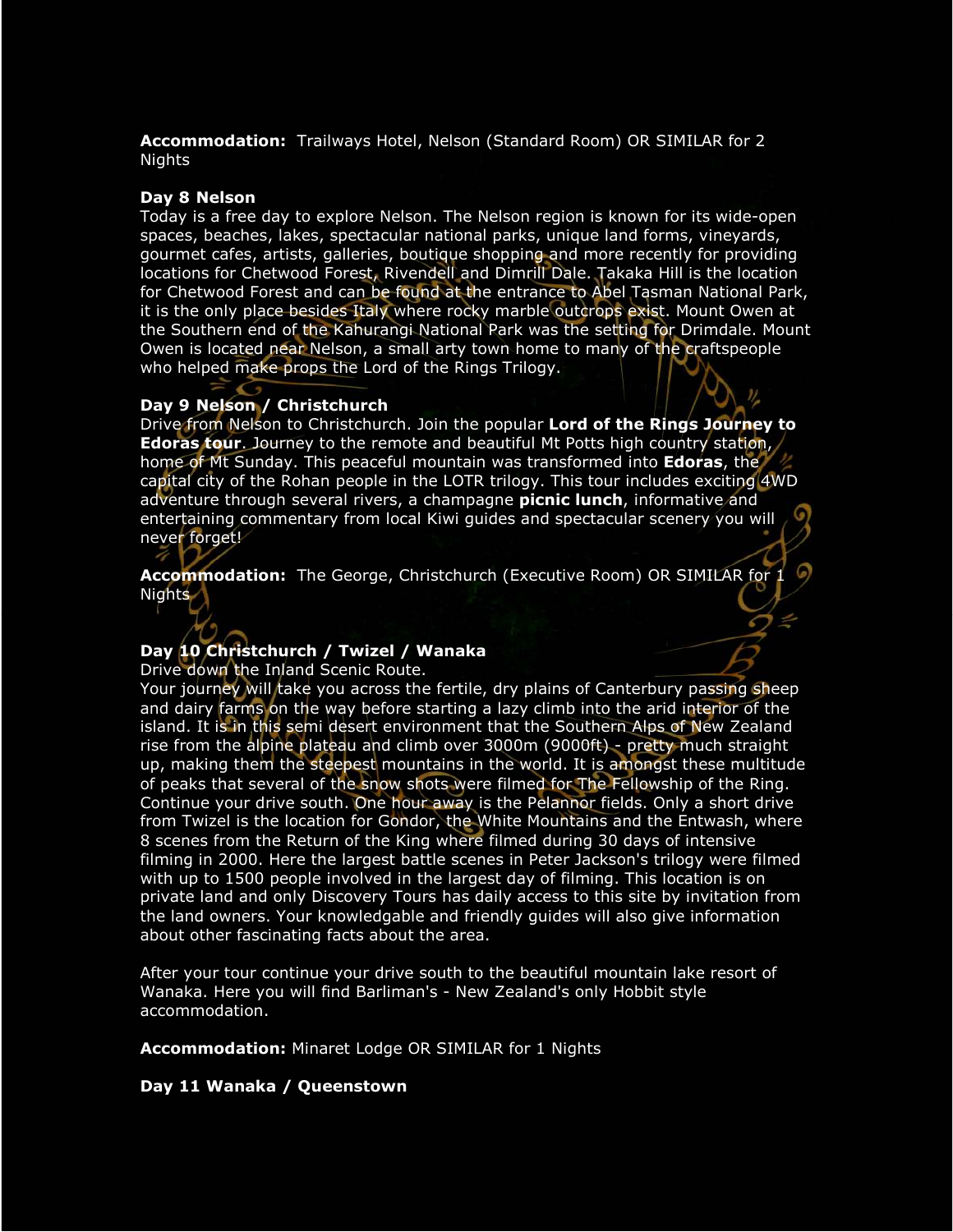**Accommodation:** Trailways Hotel, Nelson (Standard Room) OR SIMILAR for 2 Nights

**Day 8 Nelson**

Today is a free day to explore Nelson. The Nelson region is known for its wide-open spaces, beaches, lakes, spectacular national parks, unique land forms, vineyards, gourmet cafes, artists, galleries, boutique shopping and more recently for providing locations for Chetwood Forest, Rivendell and Dimrill Dale. Takaka Hill is the location for Chetwood Forest and can be found at the entrance to Abel Tasman National Park, it is the only place besides Italy where rocky marble outcrops exist. Mount Owen at the Southern end of the Kahurangi National Park was the setting for Drimdale. Mount Owen is located near Nelson, a small arty town home to many of the craftspeople who helped make props the Lord of the Rings Trilogy.

**Day 9 Nelson / Christchurch**

Drive from Nelson to Christchurch. Join the popular **Lord of the Rings Journey to Edoras tour**. Journey to the remote and beautiful Mt Potts high country station, home of Mt Sunday. This peaceful mountain was transformed into **Edoras**, the capital city of the Rohan people in the LOTR trilogy. This tour includes exciting 4WD adventure through several rivers, a champagne **picnic lunch**, informative and entertaining commentary from local Kiwi guides and spectacular scenery you will never forget!

**Accommodation:** The George, Christchurch (Executive Room) OR SIMILAR for 1 Nights

**Day 10 Christchurch / Twizel / Wanaka**

Drive down the Inland Scenic Route.
Your journey will take you across the fertile, dry plains of Canterbury passing sheep and dairy farms on the way before starting a lazy climb into the arid interior of the island. It is in this semi desert environment that the Southern Alps of New Zealand rise from the alpine plateau and climb over 3000m (9000ft) - pretty much straight up, making them the steepest mountains in the world. It is amongst these multitude of peaks that several of the snow shots were filmed for The Fellowship of the Ring. Continue your drive south. One hour away is the Pelannor fields. Only a short drive from Twizel is the location for Gondor, the White Mountains and the Entwash, where 8 scenes from the Return of the King where filmed during 30 days of intensive filming in 2000. Here the largest battle scenes in Peter Jackson's trilogy were filmed with up to 1500 people involved in the largest day of filming. This location is on private land and only Discovery Tours has daily access to this site by invitation from the land owners. Your knowledgable and friendly guides will also give information about other fascinating facts about the area.

After your tour continue your drive south to the beautiful mountain lake resort of Wanaka. Here you will find Barliman's - New Zealand's only Hobbit style accommodation.

**Accommodation:** Minaret Lodge OR SIMILAR for 1 Nights

**Day 11 Wanaka / Queenstown**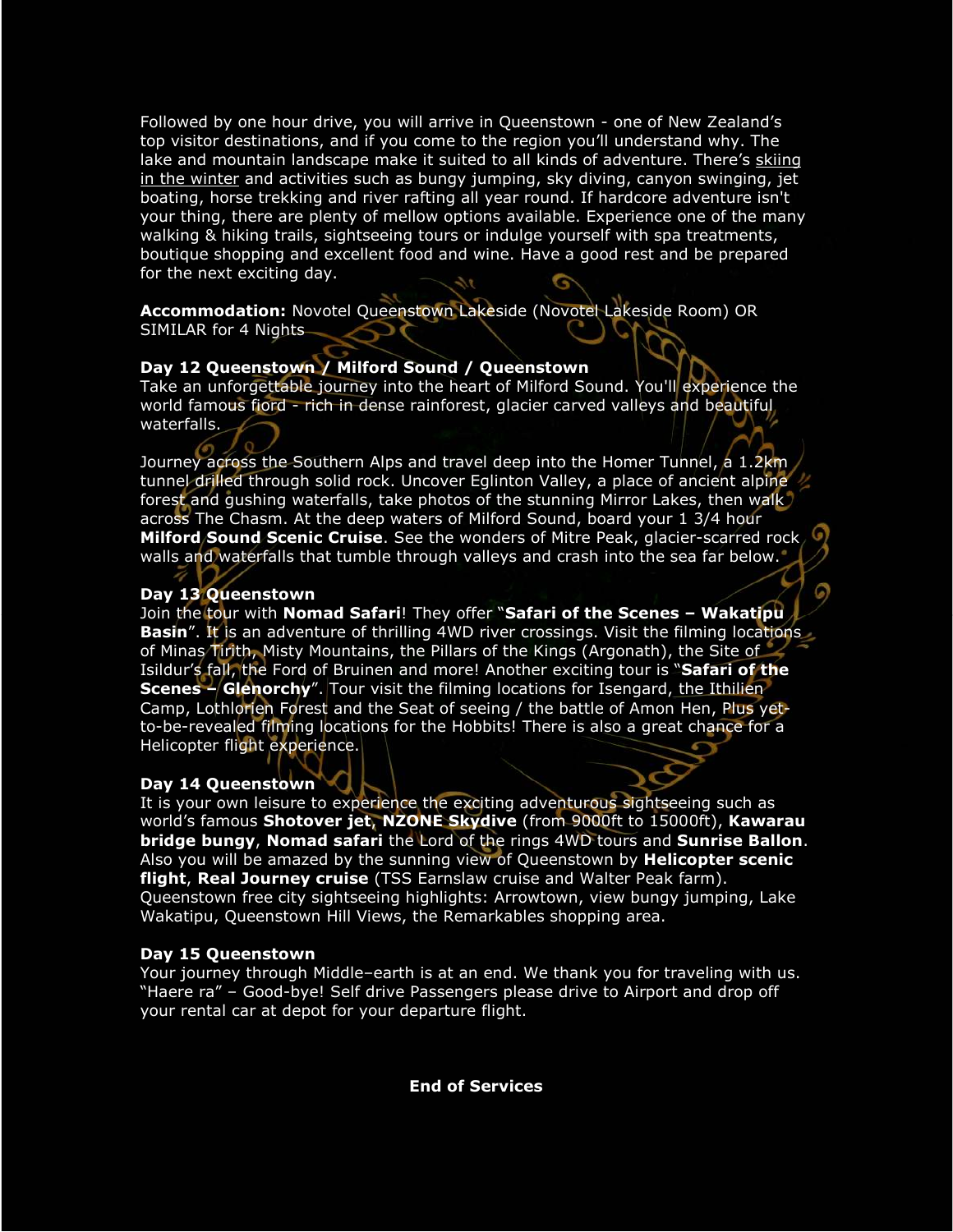Followed by one hour drive, you will arrive in Queenstown - one of New Zealand's top visitor destinations, and if you come to the region you'll understand why. The lake and mountain landscape make it suited to all kinds of adventure. There's skiing in the winter and activities such as bungy jumping, sky diving, canyon swinging, jet boating, horse trekking and river rafting all year round. If hardcore adventure isn't your thing, there are plenty of mellow options available. Experience one of the many walking & hiking trails, sightseeing tours or indulge yourself with spa treatments, boutique shopping and excellent food and wine. Have a good rest and be prepared for the next exciting day.

**Accommodation:** Novotel Queenstown Lakeside (Novotel Lakeside Room) OR SIMILAR for 4 Nights

**Day 12 Queenstown / Milford Sound / Queenstown**

Take an unforgettable journey into the heart of Milford Sound. You'll experience the world famous fiord - rich in dense rainforest, glacier carved valleys and beautiful waterfalls.

Journey across the Southern Alps and travel deep into the Homer Tunnel, a 1.2km tunnel drilled through solid rock. Uncover Eglinton Valley, a place of ancient alpine forest and gushing waterfalls, take photos of the stunning Mirror Lakes, then walk across The Chasm. At the deep waters of Milford Sound, board your 1 3/4 hour **Milford Sound Scenic Cruise**. See the wonders of Mitre Peak, glacier-scarred rock walls and waterfalls that tumble through valleys and crash into the sea far below.

**Day 13 Queenstown**

Join the tour with **Nomad Safari**! They offer "**Safari of the Scenes – Wakatipu Basin**". It is an adventure of thrilling 4WD river crossings. Visit the filming locations of Minas Tirith, Misty Mountains, the Pillars of the Kings (Argonath), the Site of Isildur's fall, the Ford of Bruinen and more! Another exciting tour is "**Safari of the Scenes – Glenorchy**". Tour visit the filming locations for Isengard, the Ithilien Camp, Lothlorien Forest and the Seat of seeing / the battle of Amon Hen, Plus yet-to-be-revealed filming locations for the Hobbits! There is also a great chance for a Helicopter flight experience.

**Day 14 Queenstown**

It is your own leisure to experience the exciting adventurous sightseeing such as world's famous **Shotover jet**, **NZONE Skydive** (from 9000ft to 15000ft), **Kawarau bridge bungy**, **Nomad safari** the Lord of the rings 4WD tours and **Sunrise Ballon**. Also you will be amazed by the sunning view of Queenstown by **Helicopter scenic flight**, **Real Journey cruise** (TSS Earnslaw cruise and Walter Peak farm). Queenstown free city sightseeing highlights: Arrowtown, view bungy jumping, Lake Wakatipu, Queenstown Hill Views, the Remarkables shopping area.

**Day 15 Queenstown**

Your journey through Middle–earth is at an end. We thank you for traveling with us. "Haere ra" – Good-bye! Self drive Passengers please drive to Airport and drop off your rental car at depot for your departure flight.

**End of Services**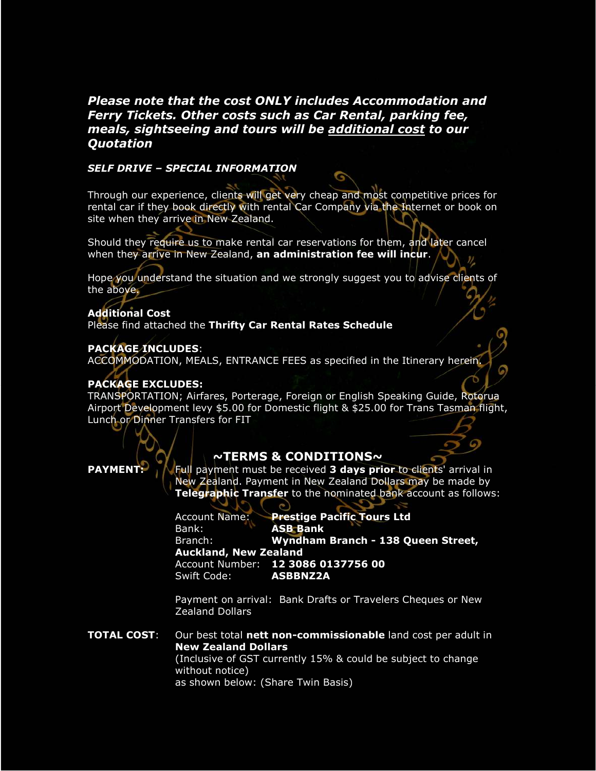***Please note that the cost ONLY includes Accommodation and Ferry Tickets. Other costs such as Car Rental, parking fee, meals, sightseeing and tours will be <u>additional cost</u> to our Quotation***

***SELF DRIVE – SPECIAL INFORMATION***

Through our experience, clients will get very cheap and most competitive prices for rental car if they book directly with rental Car Company via the Internet or book on site when they arrive in New Zealand.

Should they require us to make rental car reservations for them, and later cancel when they arrive in New Zealand, **an administration fee will incur**.

Hope you understand the situation and we strongly suggest you to advise clients of the above.

**Additional Cost**
Please find attached the **Thrifty Car Rental Rates Schedule**

**PACKAGE INCLUDES**:
ACCOMMODATION, MEALS, ENTRANCE FEES as specified in the Itinerary herein.

**PACKAGE EXCLUDES:**
TRANSPORTATION; Airfares, Porterage, Foreign or English Speaking Guide, Rotorua Airport Development levy $5.00 for Domestic flight & $25.00 for Trans Tasman flight, Lunch or Dinner Transfers for FIT

## ~TERMS & CONDITIONS~

**PAYMENT:** Full payment must be received **3 days prior** to clients' arrival in New Zealand. Payment in New Zealand Dollars may be made by **Telegraphic Transfer** to the nominated bank account as follows:

Account Name: **Prestige Pacific Tours Ltd**
Bank: **ASB Bank**
Branch: **Wyndham Branch - 138 Queen Street, Auckland, New Zealand**
Account Number: **12 3086 0137756 00**
Swift Code: **ASBBNZ2A**

Payment on arrival: Bank Drafts or Travelers Cheques or New Zealand Dollars

**TOTAL COST**: Our best total **nett non-commissionable** land cost per adult in **New Zealand Dollars**
(Inclusive of GST currently 15% & could be subject to change without notice)
as shown below: (Share Twin Basis)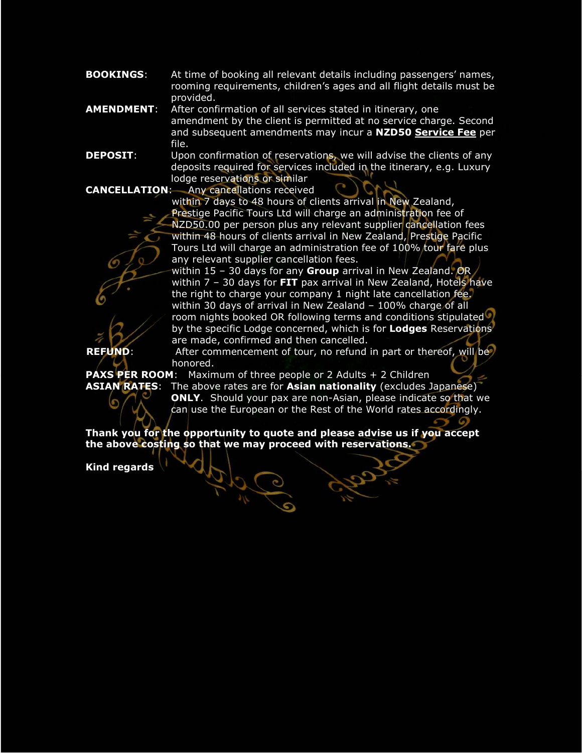**BOOKINGS**: At time of booking all relevant details including passengers' names, rooming requirements, children's ages and all flight details must be provided.

**AMENDMENT**: After confirmation of all services stated in itinerary, one amendment by the client is permitted at no service charge. Second and subsequent amendments may incur a **NZD50** **<u>Service Fee</u>** per file.

**DEPOSIT**: Upon confirmation of reservations, we will advise the clients of any deposits required for services included in the itinerary, e.g. Luxury lodge reservations or similar

**CANCELLATION**: Any cancellations received

within 7 days to 48 hours of clients arrival in New Zealand, Prestige Pacific Tours Ltd will charge an administration fee of NZD50.00 per person plus any relevant supplier cancellation fees

within 48 hours of clients arrival in New Zealand, Prestige Pacific Tours Ltd will charge an administration fee of 100% tour fare plus any relevant supplier cancellation fees.

within 15 – 30 days for any **Group** arrival in New Zealand. OR within 7 – 30 days for **FIT** pax arrival in New Zealand, Hotels have the right to charge your company 1 night late cancellation fee.

within 30 days of arrival in New Zealand – 100% charge of all room nights booked OR following terms and conditions stipulated by the specific Lodge concerned, which is for **Lodges** Reservations are made, confirmed and then cancelled.

**REFUND**: After commencement of tour, no refund in part or thereof, will be honored.

**PAXS PER ROOM**: Maximum of three people or 2 Adults + 2 Children

**ASIAN RATES**: The above rates are for **Asian nationality** (excludes Japanese) **ONLY**. Should your pax are non-Asian, please indicate so that we can use the European or the Rest of the World rates accordingly.

**Thank you for the opportunity to quote and please advise us if you accept the above costing so that we may proceed with reservations.**

**Kind regards**